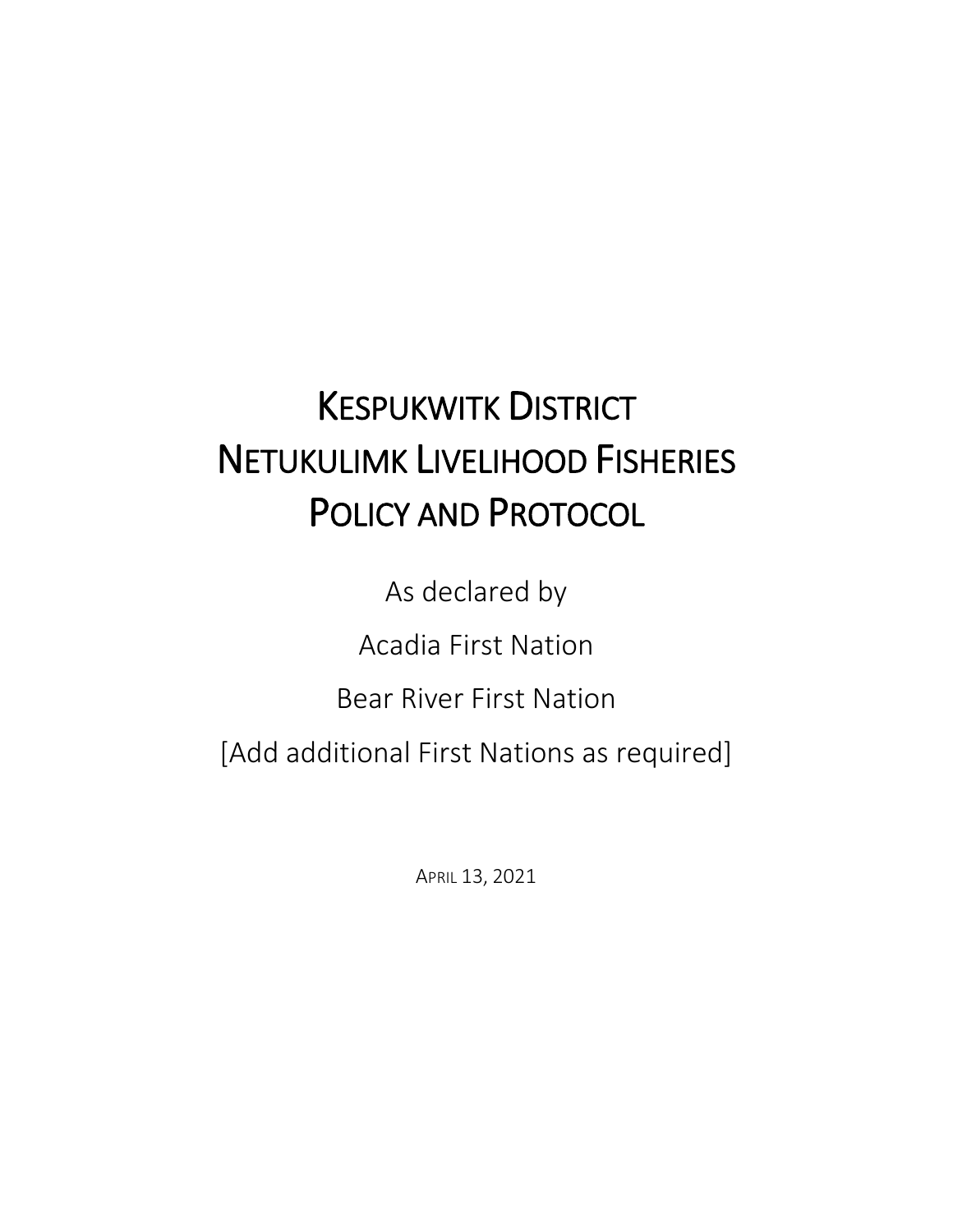# KESPUKWITK DISTRICT NETUKULIMK LIVELIHOOD FISHERIES POLICY AND PROTOCOL

As declared by

Acadia First Nation

Bear River First Nation

[Add additional First Nations as required]

APRIL 13, 2021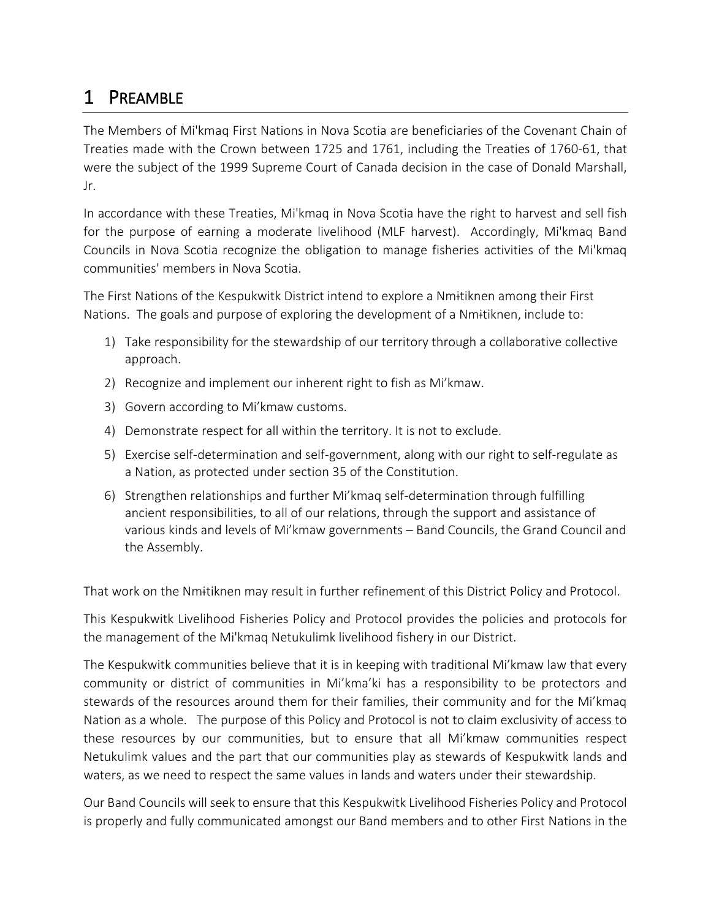# 1 PREAMBLE

The Members of Mi'kmaq First Nations in Nova Scotia are beneficiaries of the Covenant Chain of Treaties made with the Crown between 1725 and 1761, including the Treaties of 1760-61, that were the subject of the 1999 Supreme Court of Canada decision in the case of Donald Marshall, Jr.

In accordance with these Treaties, Mi'kmaq in Nova Scotia have the right to harvest and sell fish for the purpose of earning a moderate livelihood (MLF harvest). Accordingly, Mi'kmaq Band Councils in Nova Scotia recognize the obligation to manage fisheries activities of the Mi'kmaq communities' members in Nova Scotia.

The First Nations of the Kespukwitk District intend to explore a Nmɨtiknen among their First Nations. The goals and purpose of exploring the development of a Nmɨtiknen, include to:

1) Take responsibility for the stewardship of our territory through a collaborative collective approach.
2) Recognize and implement our inherent right to fish as Mi'kmaw.
3) Govern according to Mi'kmaw customs.
4) Demonstrate respect for all within the territory. It is not to exclude.
5) Exercise self-determination and self-government, along with our right to self-regulate as a Nation, as protected under section 35 of the Constitution.
6) Strengthen relationships and further Mi'kmaq self-determination through fulfilling ancient responsibilities, to all of our relations, through the support and assistance of various kinds and levels of Mi'kmaw governments – Band Councils, the Grand Council and the Assembly.

That work on the Nmɨtiknen may result in further refinement of this District Policy and Protocol.

This Kespukwitk Livelihood Fisheries Policy and Protocol provides the policies and protocols for the management of the Mi'kmaq Netukulimk livelihood fishery in our District.

The Kespukwitk communities believe that it is in keeping with traditional Mi'kmaw law that every community or district of communities in Mi'kma'ki has a responsibility to be protectors and stewards of the resources around them for their families, their community and for the Mi'kmaq Nation as a whole. The purpose of this Policy and Protocol is not to claim exclusivity of access to these resources by our communities, but to ensure that all Mi'kmaw communities respect Netukulimk values and the part that our communities play as stewards of Kespukwitk lands and waters, as we need to respect the same values in lands and waters under their stewardship.

Our Band Councils will seek to ensure that this Kespukwitk Livelihood Fisheries Policy and Protocol is properly and fully communicated amongst our Band members and to other First Nations in the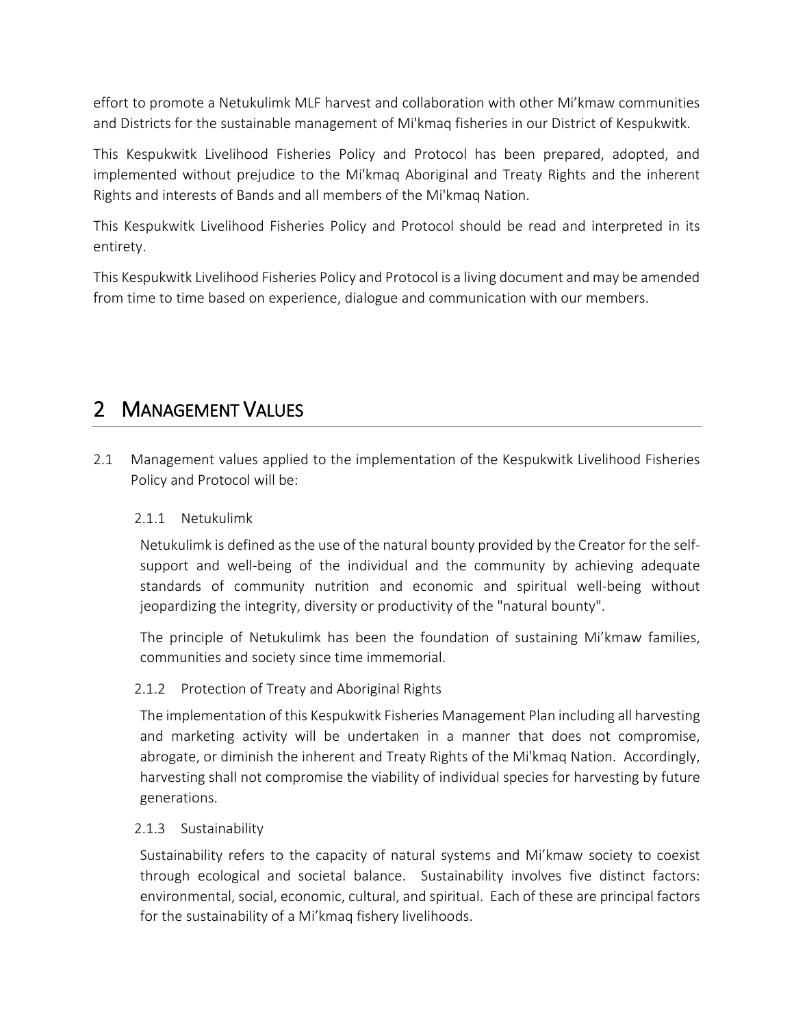effort to promote a Netukulimk MLF harvest and collaboration with other Mi'kmaw communities and Districts for the sustainable management of Mi'kmaq fisheries in our District of Kespukwitk.

This Kespukwitk Livelihood Fisheries Policy and Protocol has been prepared, adopted, and implemented without prejudice to the Mi'kmaq Aboriginal and Treaty Rights and the inherent Rights and interests of Bands and all members of the Mi'kmaq Nation.

This Kespukwitk Livelihood Fisheries Policy and Protocol should be read and interpreted in its entirety.

This Kespukwitk Livelihood Fisheries Policy and Protocol is a living document and may be amended from time to time based on experience, dialogue and communication with our members.

# 2 MANAGEMENT VALUES

2.1 Management values applied to the implementation of the Kespukwitk Livelihood Fisheries Policy and Protocol will be:

### 2.1.1 Netukulimk

Netukulimk is defined as the use of the natural bounty provided by the Creator for the self-support and well-being of the individual and the community by achieving adequate standards of community nutrition and economic and spiritual well-being without jeopardizing the integrity, diversity or productivity of the "natural bounty".

The principle of Netukulimk has been the foundation of sustaining Mi'kmaw families, communities and society since time immemorial.

### 2.1.2 Protection of Treaty and Aboriginal Rights

The implementation of this Kespukwitk Fisheries Management Plan including all harvesting and marketing activity will be undertaken in a manner that does not compromise, abrogate, or diminish the inherent and Treaty Rights of the Mi'kmaq Nation. Accordingly, harvesting shall not compromise the viability of individual species for harvesting by future generations.

### 2.1.3 Sustainability

Sustainability refers to the capacity of natural systems and Mi'kmaw society to coexist through ecological and societal balance. Sustainability involves five distinct factors: environmental, social, economic, cultural, and spiritual. Each of these are principal factors for the sustainability of a Mi'kmaq fishery livelihoods.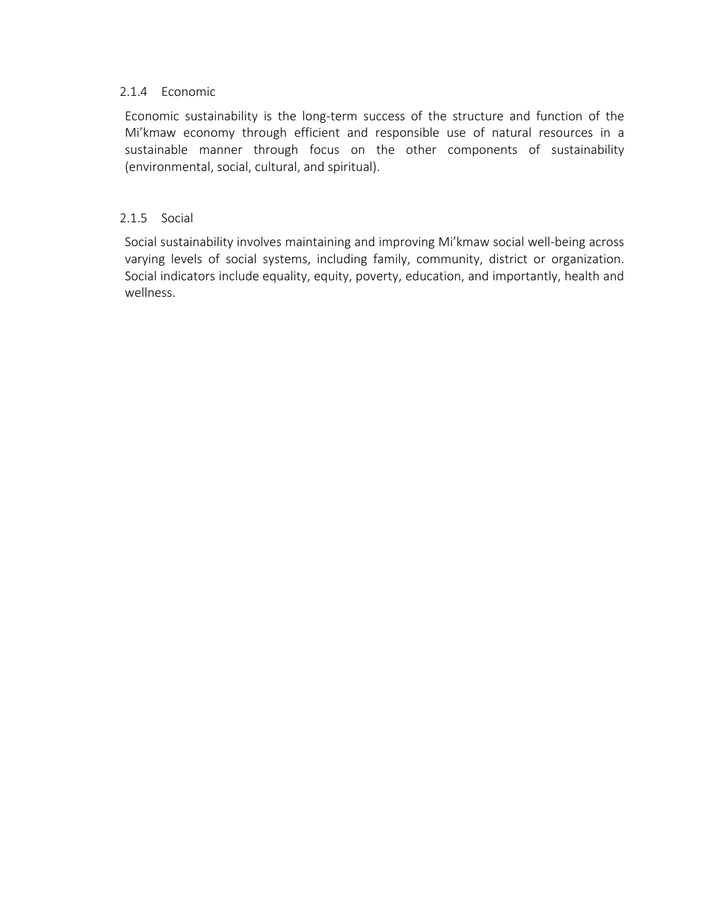### 2.1.4 Economic

Economic sustainability is the long-term success of the structure and function of the Mi'kmaw economy through efficient and responsible use of natural resources in a sustainable manner through focus on the other components of sustainability (environmental, social, cultural, and spiritual).

### 2.1.5 Social

Social sustainability involves maintaining and improving Mi'kmaw social well-being across varying levels of social systems, including family, community, district or organization. Social indicators include equality, equity, poverty, education, and importantly, health and wellness.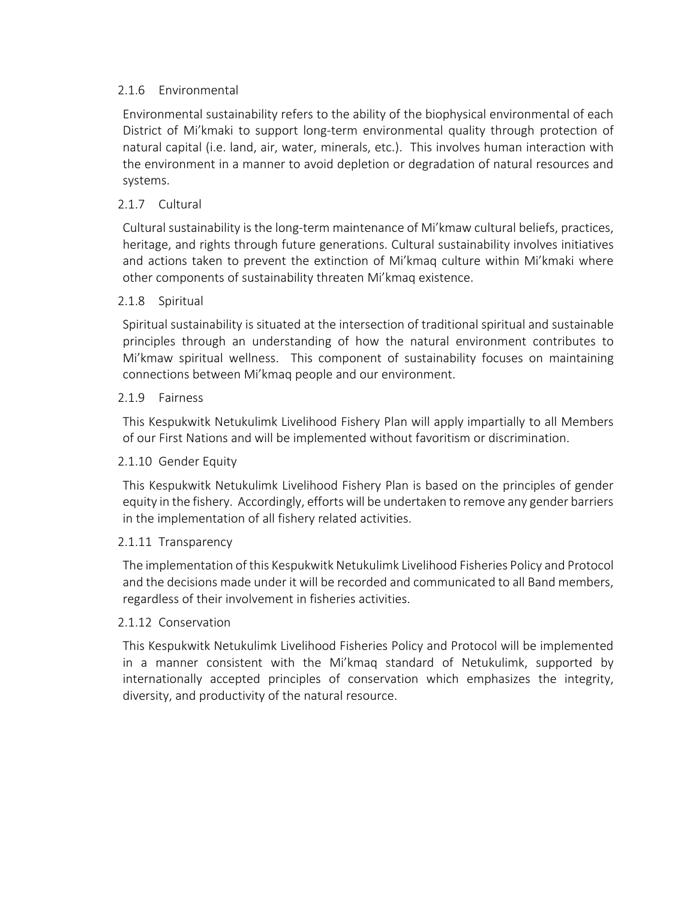### 2.1.6 Environmental

Environmental sustainability refers to the ability of the biophysical environmental of each District of Mi'kmaki to support long-term environmental quality through protection of natural capital (i.e. land, air, water, minerals, etc.). This involves human interaction with the environment in a manner to avoid depletion or degradation of natural resources and systems.

### 2.1.7 Cultural

Cultural sustainability is the long-term maintenance of Mi'kmaw cultural beliefs, practices, heritage, and rights through future generations. Cultural sustainability involves initiatives and actions taken to prevent the extinction of Mi'kmaq culture within Mi'kmaki where other components of sustainability threaten Mi'kmaq existence.

### 2.1.8 Spiritual

Spiritual sustainability is situated at the intersection of traditional spiritual and sustainable principles through an understanding of how the natural environment contributes to Mi'kmaw spiritual wellness. This component of sustainability focuses on maintaining connections between Mi'kmaq people and our environment.

### 2.1.9 Fairness

This Kespukwitk Netukulimk Livelihood Fishery Plan will apply impartially to all Members of our First Nations and will be implemented without favoritism or discrimination.

### 2.1.10 Gender Equity

This Kespukwitk Netukulimk Livelihood Fishery Plan is based on the principles of gender equity in the fishery. Accordingly, efforts will be undertaken to remove any gender barriers in the implementation of all fishery related activities.

### 2.1.11 Transparency

The implementation of this Kespukwitk Netukulimk Livelihood Fisheries Policy and Protocol and the decisions made under it will be recorded and communicated to all Band members, regardless of their involvement in fisheries activities.

### 2.1.12 Conservation

This Kespukwitk Netukulimk Livelihood Fisheries Policy and Protocol will be implemented in a manner consistent with the Mi'kmaq standard of Netukulimk, supported by internationally accepted principles of conservation which emphasizes the integrity, diversity, and productivity of the natural resource.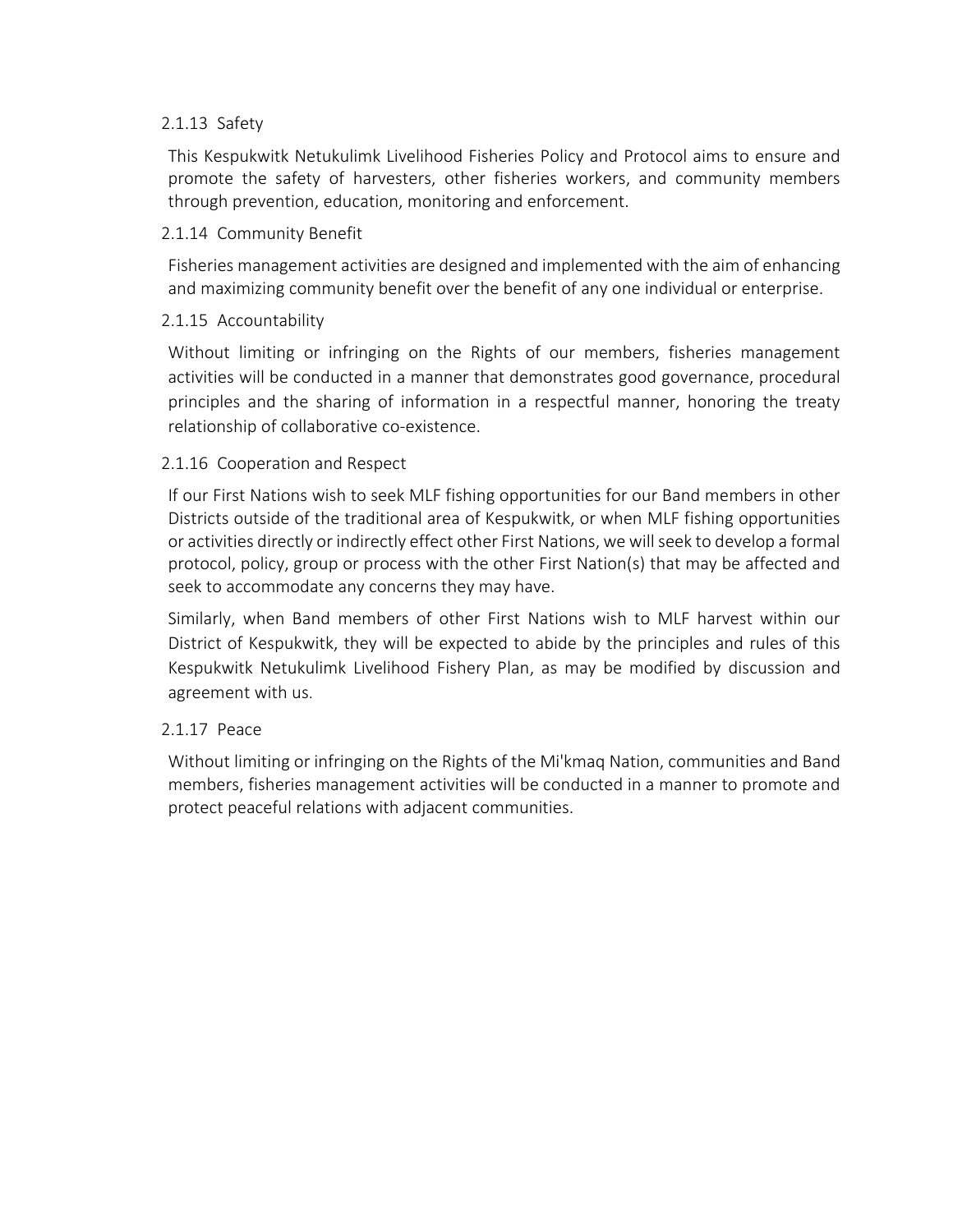### 2.1.13 Safety

This Kespukwitk Netukulimk Livelihood Fisheries Policy and Protocol aims to ensure and promote the safety of harvesters, other fisheries workers, and community members through prevention, education, monitoring and enforcement.

### 2.1.14 Community Benefit

Fisheries management activities are designed and implemented with the aim of enhancing and maximizing community benefit over the benefit of any one individual or enterprise.

### 2.1.15 Accountability

Without limiting or infringing on the Rights of our members, fisheries management activities will be conducted in a manner that demonstrates good governance, procedural principles and the sharing of information in a respectful manner, honoring the treaty relationship of collaborative co-existence.

### 2.1.16 Cooperation and Respect

If our First Nations wish to seek MLF fishing opportunities for our Band members in other Districts outside of the traditional area of Kespukwitk, or when MLF fishing opportunities or activities directly or indirectly effect other First Nations, we will seek to develop a formal protocol, policy, group or process with the other First Nation(s) that may be affected and seek to accommodate any concerns they may have.

Similarly, when Band members of other First Nations wish to MLF harvest within our District of Kespukwitk, they will be expected to abide by the principles and rules of this Kespukwitk Netukulimk Livelihood Fishery Plan, as may be modified by discussion and agreement with us.

### 2.1.17 Peace

Without limiting or infringing on the Rights of the Mi'kmaq Nation, communities and Band members, fisheries management activities will be conducted in a manner to promote and protect peaceful relations with adjacent communities.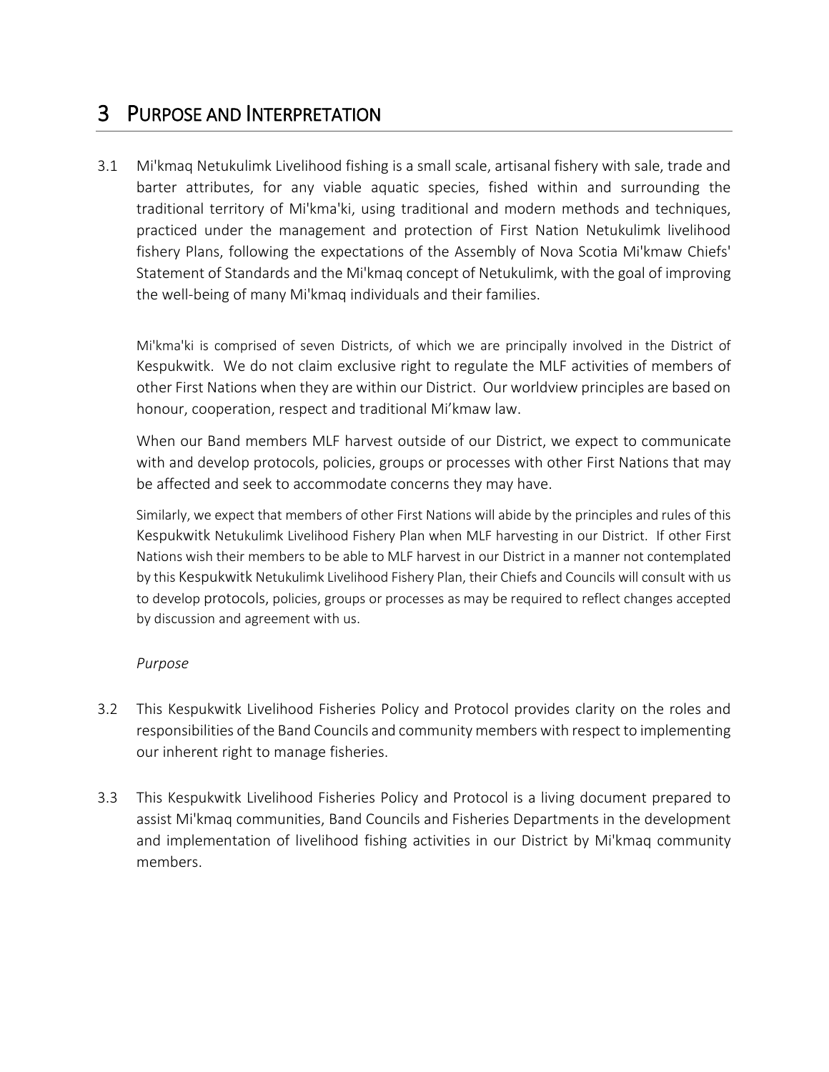# 3 PURPOSE AND INTERPRETATION

3.1 Mi'kmaq Netukulimk Livelihood fishing is a small scale, artisanal fishery with sale, trade and barter attributes, for any viable aquatic species, fished within and surrounding the traditional territory of Mi'kma'ki, using traditional and modern methods and techniques, practiced under the management and protection of First Nation Netukulimk livelihood fishery Plans, following the expectations of the Assembly of Nova Scotia Mi'kmaw Chiefs' Statement of Standards and the Mi'kmaq concept of Netukulimk, with the goal of improving the well-being of many Mi'kmaq individuals and their families.

Mi'kma'ki is comprised of seven Districts, of which we are principally involved in the District of Kespukwitk. We do not claim exclusive right to regulate the MLF activities of members of other First Nations when they are within our District. Our worldview principles are based on honour, cooperation, respect and traditional Mi'kmaw law.

When our Band members MLF harvest outside of our District, we expect to communicate with and develop protocols, policies, groups or processes with other First Nations that may be affected and seek to accommodate concerns they may have.

Similarly, we expect that members of other First Nations will abide by the principles and rules of this Kespukwitk Netukulimk Livelihood Fishery Plan when MLF harvesting in our District. If other First Nations wish their members to be able to MLF harvest in our District in a manner not contemplated by this Kespukwitk Netukulimk Livelihood Fishery Plan, their Chiefs and Councils will consult with us to develop protocols, policies, groups or processes as may be required to reflect changes accepted by discussion and agreement with us.

*Purpose*

3.2 This Kespukwitk Livelihood Fisheries Policy and Protocol provides clarity on the roles and responsibilities of the Band Councils and community members with respect to implementing our inherent right to manage fisheries.

3.3 This Kespukwitk Livelihood Fisheries Policy and Protocol is a living document prepared to assist Mi'kmaq communities, Band Councils and Fisheries Departments in the development and implementation of livelihood fishing activities in our District by Mi'kmaq community members.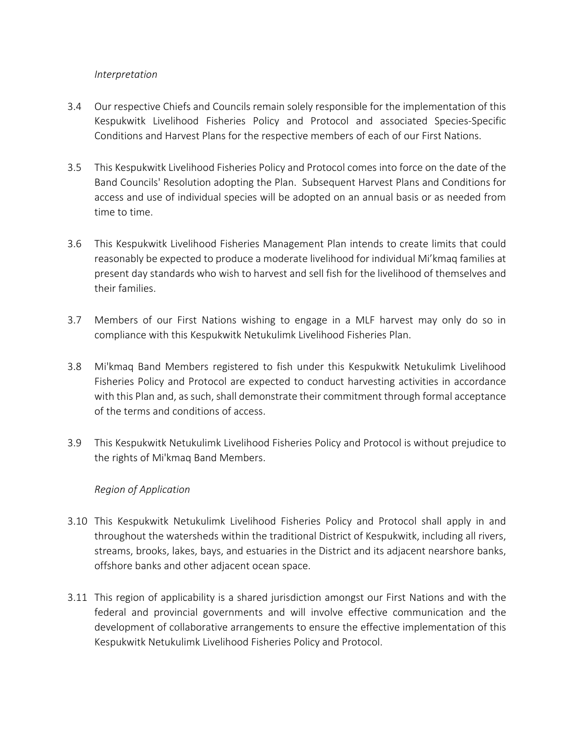*Interpretation*

3.4 Our respective Chiefs and Councils remain solely responsible for the implementation of this Kespukwitk Livelihood Fisheries Policy and Protocol and associated Species-Specific Conditions and Harvest Plans for the respective members of each of our First Nations.

3.5 This Kespukwitk Livelihood Fisheries Policy and Protocol comes into force on the date of the Band Councils' Resolution adopting the Plan. Subsequent Harvest Plans and Conditions for access and use of individual species will be adopted on an annual basis or as needed from time to time.

3.6 This Kespukwitk Livelihood Fisheries Management Plan intends to create limits that could reasonably be expected to produce a moderate livelihood for individual Mi'kmaq families at present day standards who wish to harvest and sell fish for the livelihood of themselves and their families.

3.7 Members of our First Nations wishing to engage in a MLF harvest may only do so in compliance with this Kespukwitk Netukulimk Livelihood Fisheries Plan.

3.8 Mi'kmaq Band Members registered to fish under this Kespukwitk Netukulimk Livelihood Fisheries Policy and Protocol are expected to conduct harvesting activities in accordance with this Plan and, as such, shall demonstrate their commitment through formal acceptance of the terms and conditions of access.

3.9 This Kespukwitk Netukulimk Livelihood Fisheries Policy and Protocol is without prejudice to the rights of Mi'kmaq Band Members.

*Region of Application*

3.10 This Kespukwitk Netukulimk Livelihood Fisheries Policy and Protocol shall apply in and throughout the watersheds within the traditional District of Kespukwitk, including all rivers, streams, brooks, lakes, bays, and estuaries in the District and its adjacent nearshore banks, offshore banks and other adjacent ocean space.

3.11 This region of applicability is a shared jurisdiction amongst our First Nations and with the federal and provincial governments and will involve effective communication and the development of collaborative arrangements to ensure the effective implementation of this Kespukwitk Netukulimk Livelihood Fisheries Policy and Protocol.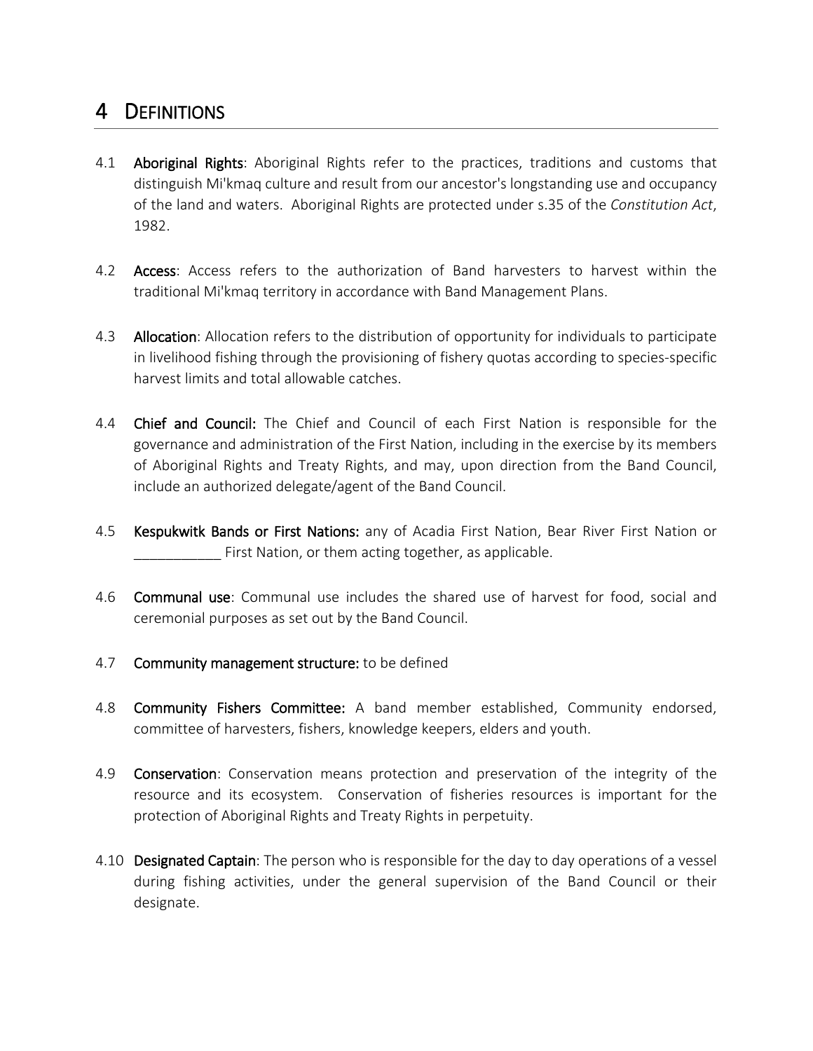# 4 DEFINITIONS

4.1 **Aboriginal Rights**: Aboriginal Rights refer to the practices, traditions and customs that distinguish Mi'kmaq culture and result from our ancestor's longstanding use and occupancy of the land and waters. Aboriginal Rights are protected under s.35 of the *Constitution Act*, 1982.

4.2 **Access**: Access refers to the authorization of Band harvesters to harvest within the traditional Mi'kmaq territory in accordance with Band Management Plans.

4.3 **Allocation**: Allocation refers to the distribution of opportunity for individuals to participate in livelihood fishing through the provisioning of fishery quotas according to species-specific harvest limits and total allowable catches.

4.4 **Chief and Council:** The Chief and Council of each First Nation is responsible for the governance and administration of the First Nation, including in the exercise by its members of Aboriginal Rights and Treaty Rights, and may, upon direction from the Band Council, include an authorized delegate/agent of the Band Council.

4.5 **Kespukwitk Bands or First Nations:** any of Acadia First Nation, Bear River First Nation or ___________ First Nation, or them acting together, as applicable.

4.6 **Communal use**: Communal use includes the shared use of harvest for food, social and ceremonial purposes as set out by the Band Council.

4.7 **Community management structure:** to be defined

4.8 **Community Fishers Committee:** A band member established, Community endorsed, committee of harvesters, fishers, knowledge keepers, elders and youth.

4.9 **Conservation**: Conservation means protection and preservation of the integrity of the resource and its ecosystem. Conservation of fisheries resources is important for the protection of Aboriginal Rights and Treaty Rights in perpetuity.

4.10 **Designated Captain**: The person who is responsible for the day to day operations of a vessel during fishing activities, under the general supervision of the Band Council or their designate.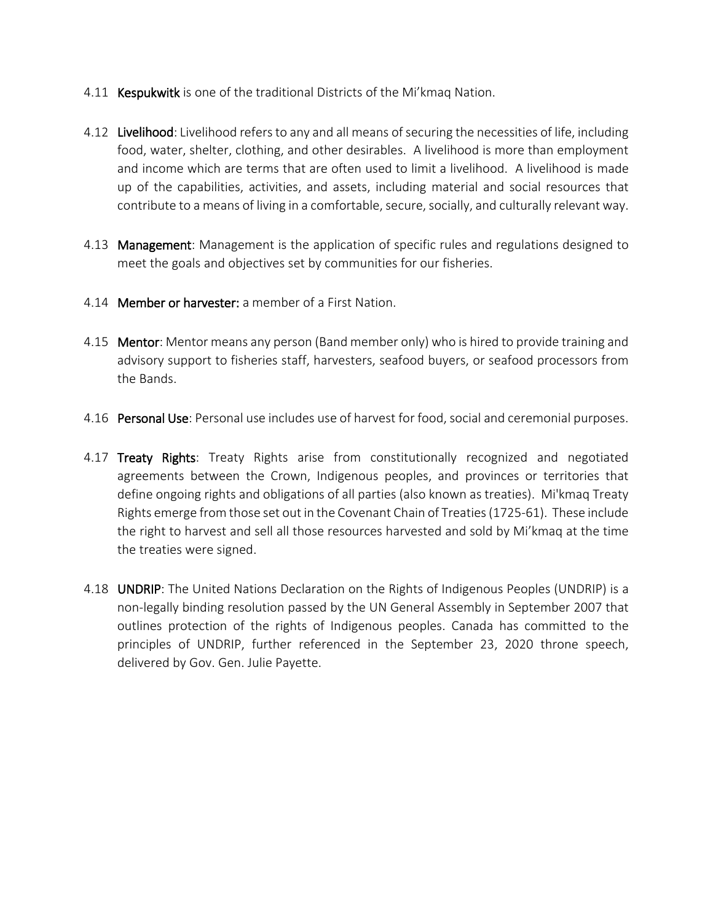4.11 **Kespukwitk** is one of the traditional Districts of the Mi'kmaq Nation.

4.12 **Livelihood**: Livelihood refers to any and all means of securing the necessities of life, including food, water, shelter, clothing, and other desirables. A livelihood is more than employment and income which are terms that are often used to limit a livelihood. A livelihood is made up of the capabilities, activities, and assets, including material and social resources that contribute to a means of living in a comfortable, secure, socially, and culturally relevant way.

4.13 **Management**: Management is the application of specific rules and regulations designed to meet the goals and objectives set by communities for our fisheries.

4.14 **Member or harvester:** a member of a First Nation.

4.15 **Mentor**: Mentor means any person (Band member only) who is hired to provide training and advisory support to fisheries staff, harvesters, seafood buyers, or seafood processors from the Bands.

4.16 **Personal Use**: Personal use includes use of harvest for food, social and ceremonial purposes.

4.17 **Treaty Rights**: Treaty Rights arise from constitutionally recognized and negotiated agreements between the Crown, Indigenous peoples, and provinces or territories that define ongoing rights and obligations of all parties (also known as treaties). Mi'kmaq Treaty Rights emerge from those set out in the Covenant Chain of Treaties (1725-61). These include the right to harvest and sell all those resources harvested and sold by Mi'kmaq at the time the treaties were signed.

4.18 **UNDRIP**: The United Nations Declaration on the Rights of Indigenous Peoples (UNDRIP) is a non-legally binding resolution passed by the UN General Assembly in September 2007 that outlines protection of the rights of Indigenous peoples. Canada has committed to the principles of UNDRIP, further referenced in the September 23, 2020 throne speech, delivered by Gov. Gen. Julie Payette.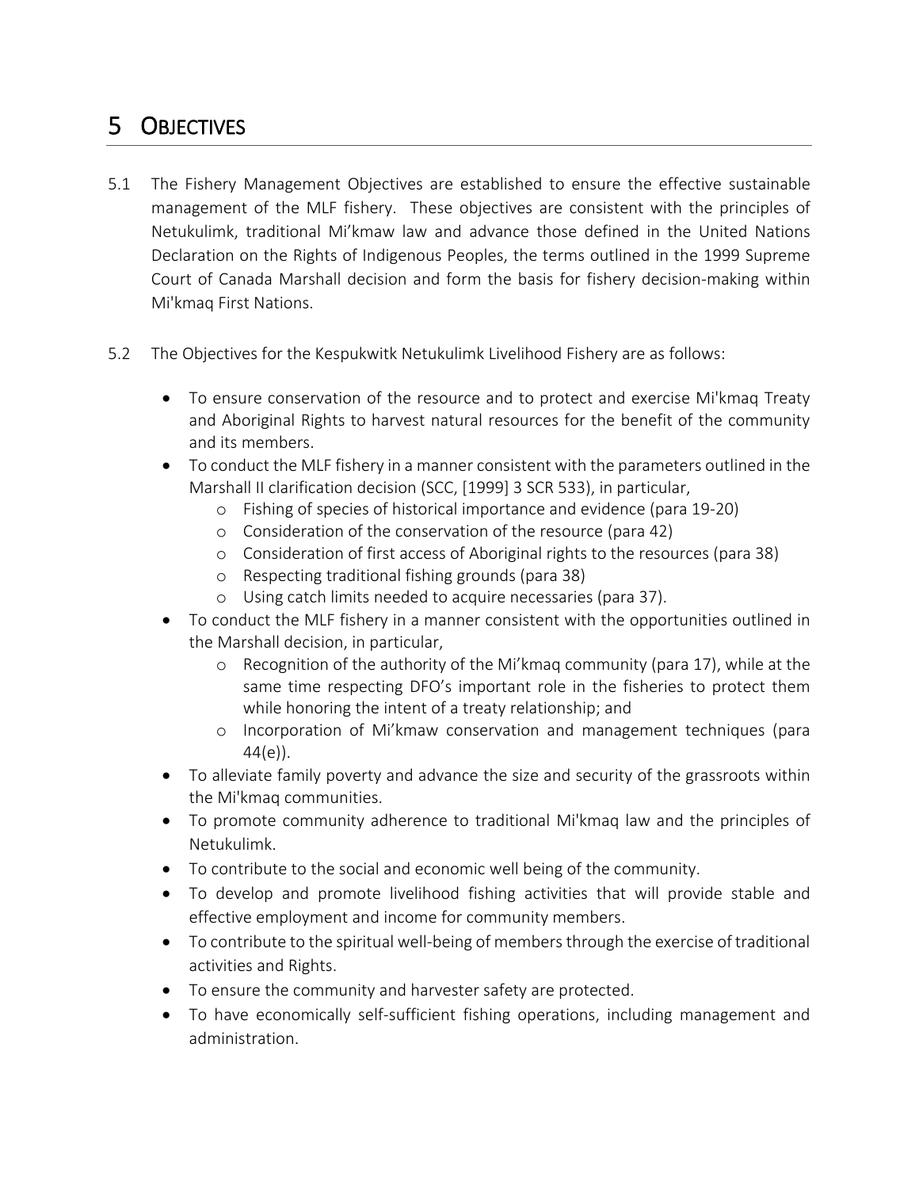# 5 Objectives

5.1 The Fishery Management Objectives are established to ensure the effective sustainable management of the MLF fishery. These objectives are consistent with the principles of Netukulimk, traditional Mi'kmaw law and advance those defined in the United Nations Declaration on the Rights of Indigenous Peoples, the terms outlined in the 1999 Supreme Court of Canada Marshall decision and form the basis for fishery decision-making within Mi'kmaq First Nations.

5.2 The Objectives for the Kespukwitk Netukulimk Livelihood Fishery are as follows:

- To ensure conservation of the resource and to protect and exercise Mi'kmaq Treaty and Aboriginal Rights to harvest natural resources for the benefit of the community and its members.
- To conduct the MLF fishery in a manner consistent with the parameters outlined in the Marshall II clarification decision (SCC, [1999] 3 SCR 533), in particular,
  - Fishing of species of historical importance and evidence (para 19-20)
  - Consideration of the conservation of the resource (para 42)
  - Consideration of first access of Aboriginal rights to the resources (para 38)
  - Respecting traditional fishing grounds (para 38)
  - Using catch limits needed to acquire necessaries (para 37).
- To conduct the MLF fishery in a manner consistent with the opportunities outlined in the Marshall decision, in particular,
  - Recognition of the authority of the Mi'kmaq community (para 17), while at the same time respecting DFO's important role in the fisheries to protect them while honoring the intent of a treaty relationship; and
  - Incorporation of Mi'kmaw conservation and management techniques (para 44(e)).
- To alleviate family poverty and advance the size and security of the grassroots within the Mi'kmaq communities.
- To promote community adherence to traditional Mi'kmaq law and the principles of Netukulimk.
- To contribute to the social and economic well being of the community.
- To develop and promote livelihood fishing activities that will provide stable and effective employment and income for community members.
- To contribute to the spiritual well-being of members through the exercise of traditional activities and Rights.
- To ensure the community and harvester safety are protected.
- To have economically self-sufficient fishing operations, including management and administration.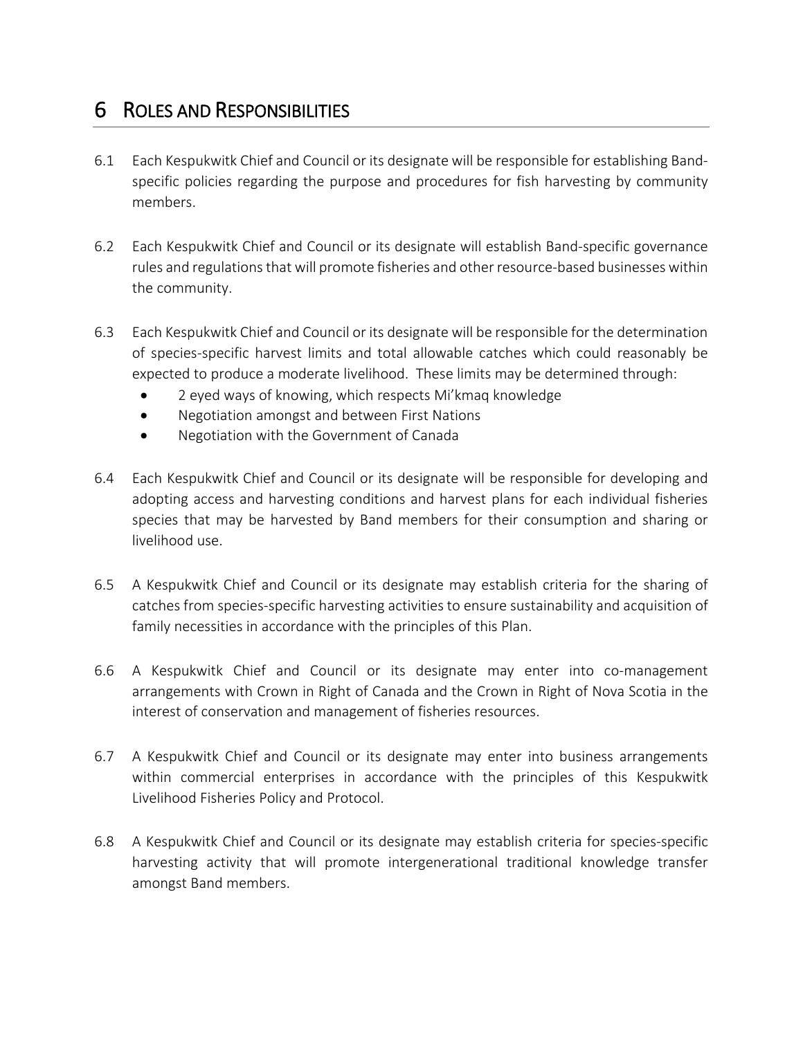# 6 ROLES AND RESPONSIBILITIES

6.1 Each Kespukwitk Chief and Council or its designate will be responsible for establishing Band-specific policies regarding the purpose and procedures for fish harvesting by community members.

6.2 Each Kespukwitk Chief and Council or its designate will establish Band-specific governance rules and regulations that will promote fisheries and other resource-based businesses within the community.

6.3 Each Kespukwitk Chief and Council or its designate will be responsible for the determination of species-specific harvest limits and total allowable catches which could reasonably be expected to produce a moderate livelihood. These limits may be determined through:

- 2 eyed ways of knowing, which respects Mi'kmaq knowledge
- Negotiation amongst and between First Nations
- Negotiation with the Government of Canada

6.4 Each Kespukwitk Chief and Council or its designate will be responsible for developing and adopting access and harvesting conditions and harvest plans for each individual fisheries species that may be harvested by Band members for their consumption and sharing or livelihood use.

6.5 A Kespukwitk Chief and Council or its designate may establish criteria for the sharing of catches from species-specific harvesting activities to ensure sustainability and acquisition of family necessities in accordance with the principles of this Plan.

6.6 A Kespukwitk Chief and Council or its designate may enter into co-management arrangements with Crown in Right of Canada and the Crown in Right of Nova Scotia in the interest of conservation and management of fisheries resources.

6.7 A Kespukwitk Chief and Council or its designate may enter into business arrangements within commercial enterprises in accordance with the principles of this Kespukwitk Livelihood Fisheries Policy and Protocol.

6.8 A Kespukwitk Chief and Council or its designate may establish criteria for species-specific harvesting activity that will promote intergenerational traditional knowledge transfer amongst Band members.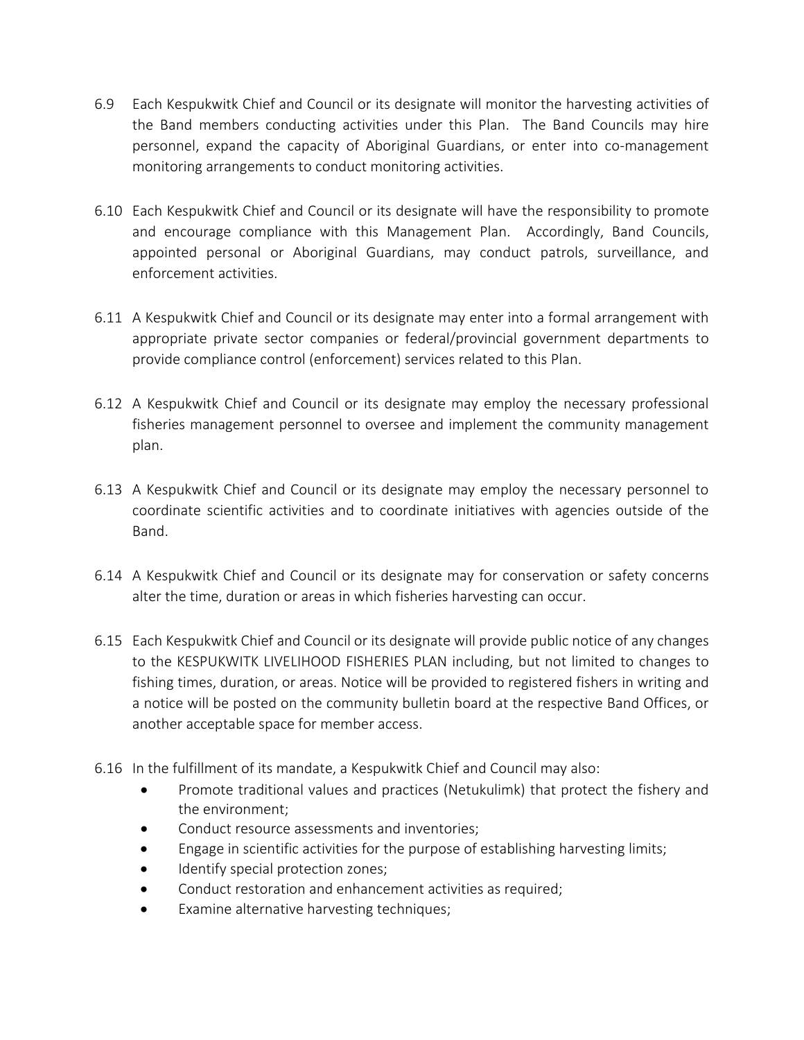6.9 Each Kespukwitk Chief and Council or its designate will monitor the harvesting activities of the Band members conducting activities under this Plan. The Band Councils may hire personnel, expand the capacity of Aboriginal Guardians, or enter into co-management monitoring arrangements to conduct monitoring activities.

6.10 Each Kespukwitk Chief and Council or its designate will have the responsibility to promote and encourage compliance with this Management Plan. Accordingly, Band Councils, appointed personal or Aboriginal Guardians, may conduct patrols, surveillance, and enforcement activities.

6.11 A Kespukwitk Chief and Council or its designate may enter into a formal arrangement with appropriate private sector companies or federal/provincial government departments to provide compliance control (enforcement) services related to this Plan.

6.12 A Kespukwitk Chief and Council or its designate may employ the necessary professional fisheries management personnel to oversee and implement the community management plan.

6.13 A Kespukwitk Chief and Council or its designate may employ the necessary personnel to coordinate scientific activities and to coordinate initiatives with agencies outside of the Band.

6.14 A Kespukwitk Chief and Council or its designate may for conservation or safety concerns alter the time, duration or areas in which fisheries harvesting can occur.

6.15 Each Kespukwitk Chief and Council or its designate will provide public notice of any changes to the KESPUKWITK LIVELIHOOD FISHERIES PLAN including, but not limited to changes to fishing times, duration, or areas. Notice will be provided to registered fishers in writing and a notice will be posted on the community bulletin board at the respective Band Offices, or another acceptable space for member access.

6.16 In the fulfillment of its mandate, a Kespukwitk Chief and Council may also:

- Promote traditional values and practices (Netukulimk) that protect the fishery and the environment;
- Conduct resource assessments and inventories;
- Engage in scientific activities for the purpose of establishing harvesting limits;
- Identify special protection zones;
- Conduct restoration and enhancement activities as required;
- Examine alternative harvesting techniques;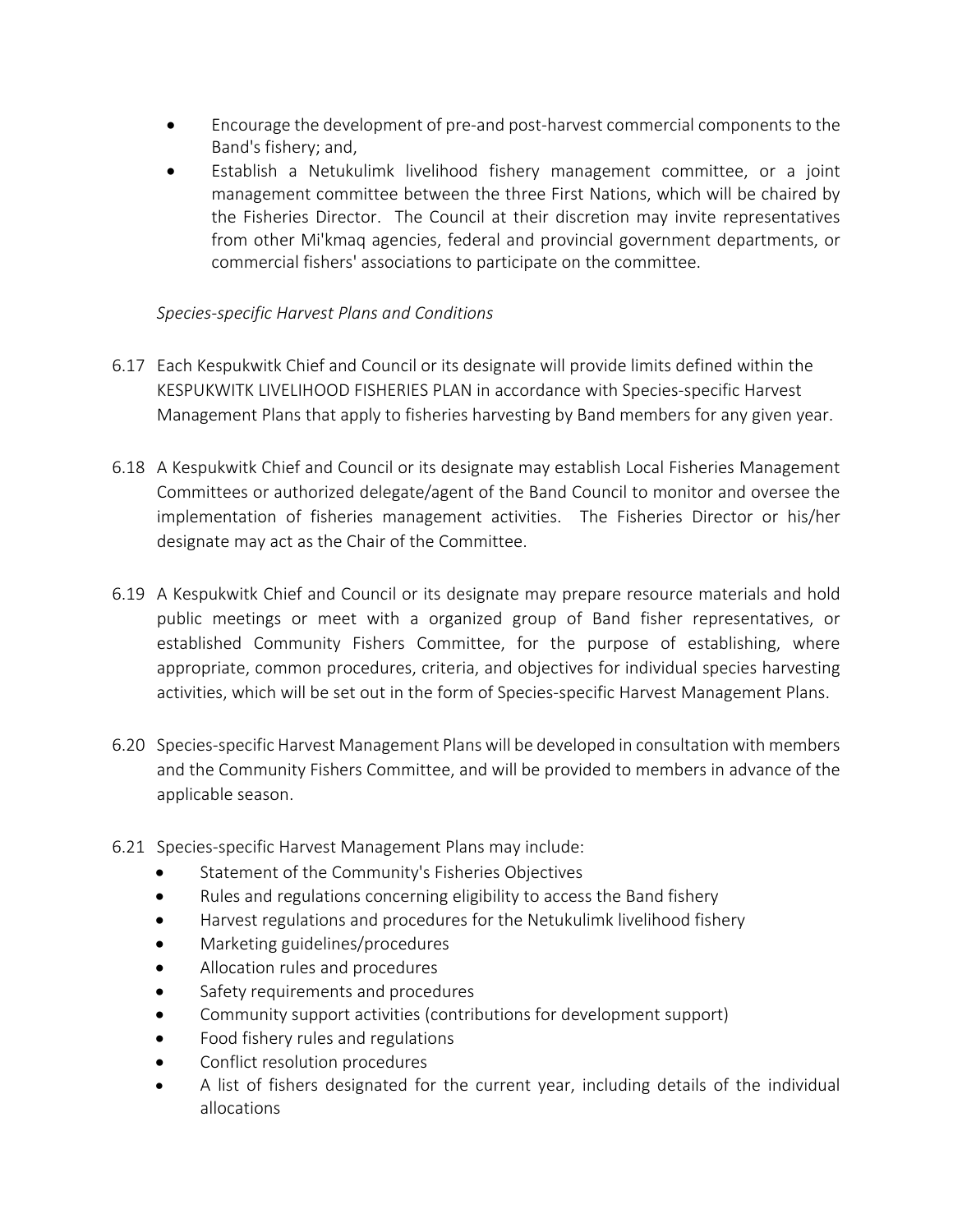- Encourage the development of pre-and post-harvest commercial components to the Band's fishery; and,
- Establish a Netukulimk livelihood fishery management committee, or a joint management committee between the three First Nations, which will be chaired by the Fisheries Director. The Council at their discretion may invite representatives from other Mi'kmaq agencies, federal and provincial government departments, or commercial fishers' associations to participate on the committee.

*Species-specific Harvest Plans and Conditions*

6.17 Each Kespukwitk Chief and Council or its designate will provide limits defined within the KESPUKWITK LIVELIHOOD FISHERIES PLAN in accordance with Species-specific Harvest Management Plans that apply to fisheries harvesting by Band members for any given year.

6.18 A Kespukwitk Chief and Council or its designate may establish Local Fisheries Management Committees or authorized delegate/agent of the Band Council to monitor and oversee the implementation of fisheries management activities. The Fisheries Director or his/her designate may act as the Chair of the Committee.

6.19 A Kespukwitk Chief and Council or its designate may prepare resource materials and hold public meetings or meet with a organized group of Band fisher representatives, or established Community Fishers Committee, for the purpose of establishing, where appropriate, common procedures, criteria, and objectives for individual species harvesting activities, which will be set out in the form of Species-specific Harvest Management Plans.

6.20 Species-specific Harvest Management Plans will be developed in consultation with members and the Community Fishers Committee, and will be provided to members in advance of the applicable season.

6.21 Species-specific Harvest Management Plans may include:

- Statement of the Community's Fisheries Objectives
- Rules and regulations concerning eligibility to access the Band fishery
- Harvest regulations and procedures for the Netukulimk livelihood fishery
- Marketing guidelines/procedures
- Allocation rules and procedures
- Safety requirements and procedures
- Community support activities (contributions for development support)
- Food fishery rules and regulations
- Conflict resolution procedures
- A list of fishers designated for the current year, including details of the individual allocations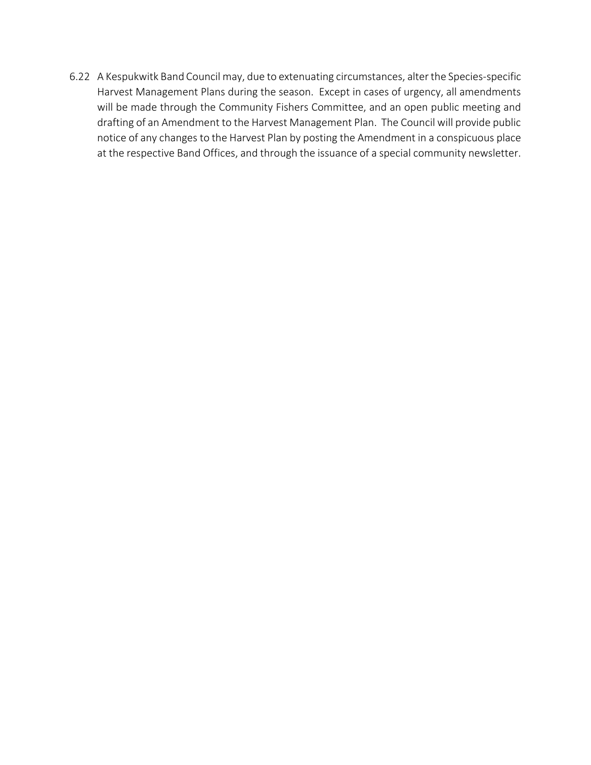6.22 A Kespukwitk Band Council may, due to extenuating circumstances, alter the Species-specific Harvest Management Plans during the season. Except in cases of urgency, all amendments will be made through the Community Fishers Committee, and an open public meeting and drafting of an Amendment to the Harvest Management Plan. The Council will provide public notice of any changes to the Harvest Plan by posting the Amendment in a conspicuous place at the respective Band Offices, and through the issuance of a special community newsletter.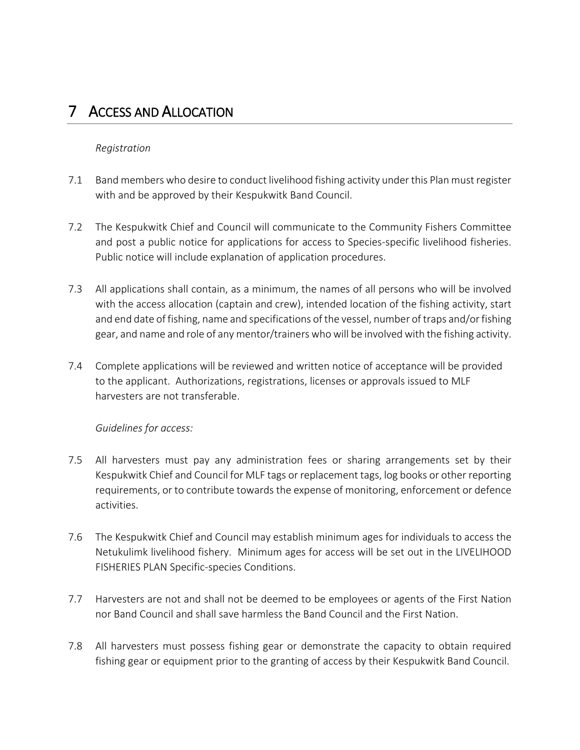# 7 ACCESS AND ALLOCATION

*Registration*

7.1 Band members who desire to conduct livelihood fishing activity under this Plan must register with and be approved by their Kespukwitk Band Council.

7.2 The Kespukwitk Chief and Council will communicate to the Community Fishers Committee and post a public notice for applications for access to Species-specific livelihood fisheries. Public notice will include explanation of application procedures.

7.3 All applications shall contain, as a minimum, the names of all persons who will be involved with the access allocation (captain and crew), intended location of the fishing activity, start and end date of fishing, name and specifications of the vessel, number of traps and/or fishing gear, and name and role of any mentor/trainers who will be involved with the fishing activity.

7.4 Complete applications will be reviewed and written notice of acceptance will be provided to the applicant. Authorizations, registrations, licenses or approvals issued to MLF harvesters are not transferable.

*Guidelines for access:*

7.5 All harvesters must pay any administration fees or sharing arrangements set by their Kespukwitk Chief and Council for MLF tags or replacement tags, log books or other reporting requirements, or to contribute towards the expense of monitoring, enforcement or defence activities.

7.6 The Kespukwitk Chief and Council may establish minimum ages for individuals to access the Netukulimk livelihood fishery. Minimum ages for access will be set out in the LIVELIHOOD FISHERIES PLAN Specific-species Conditions.

7.7 Harvesters are not and shall not be deemed to be employees or agents of the First Nation nor Band Council and shall save harmless the Band Council and the First Nation.

7.8 All harvesters must possess fishing gear or demonstrate the capacity to obtain required fishing gear or equipment prior to the granting of access by their Kespukwitk Band Council.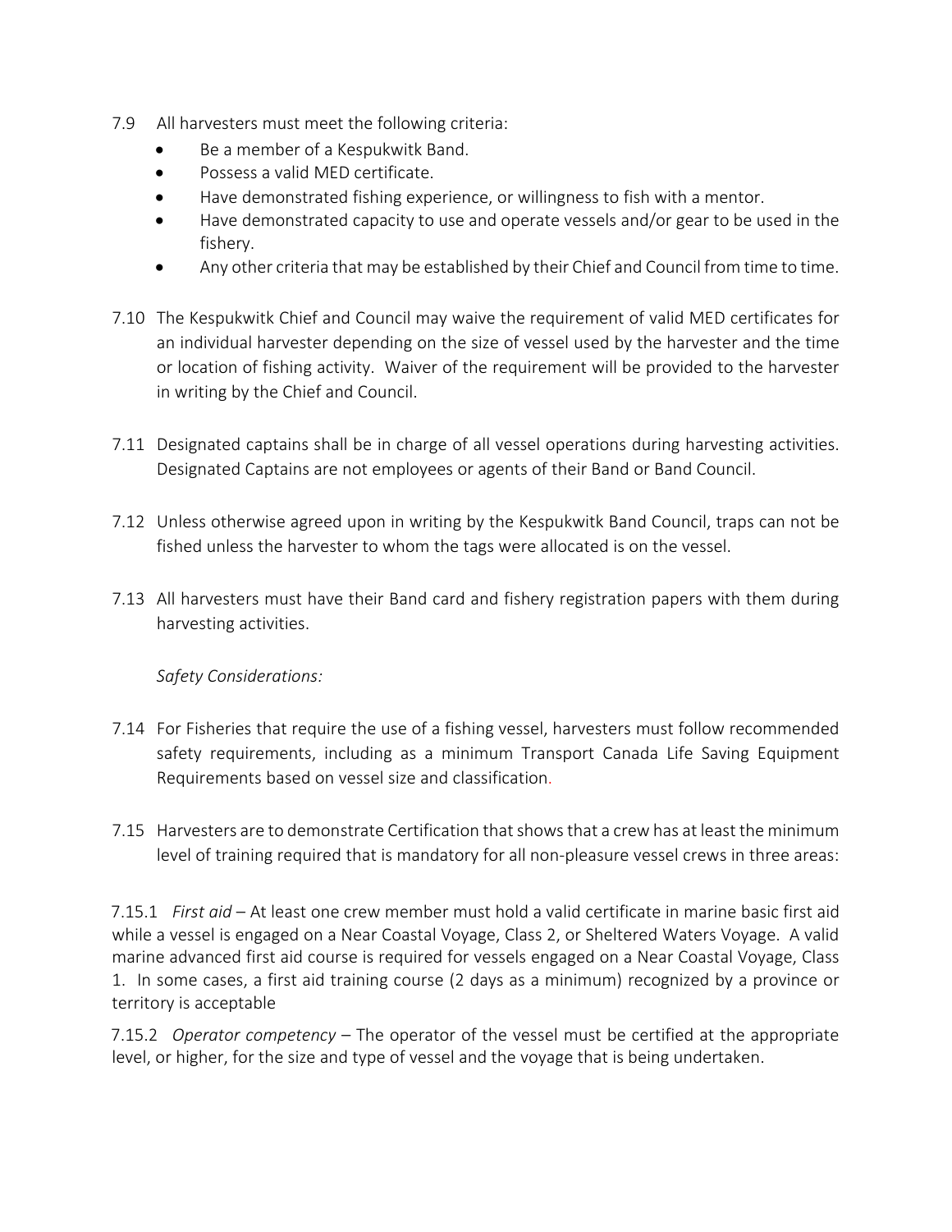7.9 All harvesters must meet the following criteria:

- Be a member of a Kespukwitk Band.
- Possess a valid MED certificate.
- Have demonstrated fishing experience, or willingness to fish with a mentor.
- Have demonstrated capacity to use and operate vessels and/or gear to be used in the fishery.
- Any other criteria that may be established by their Chief and Council from time to time.

7.10 The Kespukwitk Chief and Council may waive the requirement of valid MED certificates for an individual harvester depending on the size of vessel used by the harvester and the time or location of fishing activity. Waiver of the requirement will be provided to the harvester in writing by the Chief and Council.

7.11 Designated captains shall be in charge of all vessel operations during harvesting activities. Designated Captains are not employees or agents of their Band or Band Council.

7.12 Unless otherwise agreed upon in writing by the Kespukwitk Band Council, traps can not be fished unless the harvester to whom the tags were allocated is on the vessel.

7.13 All harvesters must have their Band card and fishery registration papers with them during harvesting activities.

*Safety Considerations:*

7.14 For Fisheries that require the use of a fishing vessel, harvesters must follow recommended safety requirements, including as a minimum Transport Canada Life Saving Equipment Requirements based on vessel size and classification.

7.15 Harvesters are to demonstrate Certification that shows that a crew has at least the minimum level of training required that is mandatory for all non-pleasure vessel crews in three areas:

7.15.1 *First aid* – At least one crew member must hold a valid certificate in marine basic first aid while a vessel is engaged on a Near Coastal Voyage, Class 2, or Sheltered Waters Voyage. A valid marine advanced first aid course is required for vessels engaged on a Near Coastal Voyage, Class 1. In some cases, a first aid training course (2 days as a minimum) recognized by a province or territory is acceptable

7.15.2 *Operator competency* – The operator of the vessel must be certified at the appropriate level, or higher, for the size and type of vessel and the voyage that is being undertaken.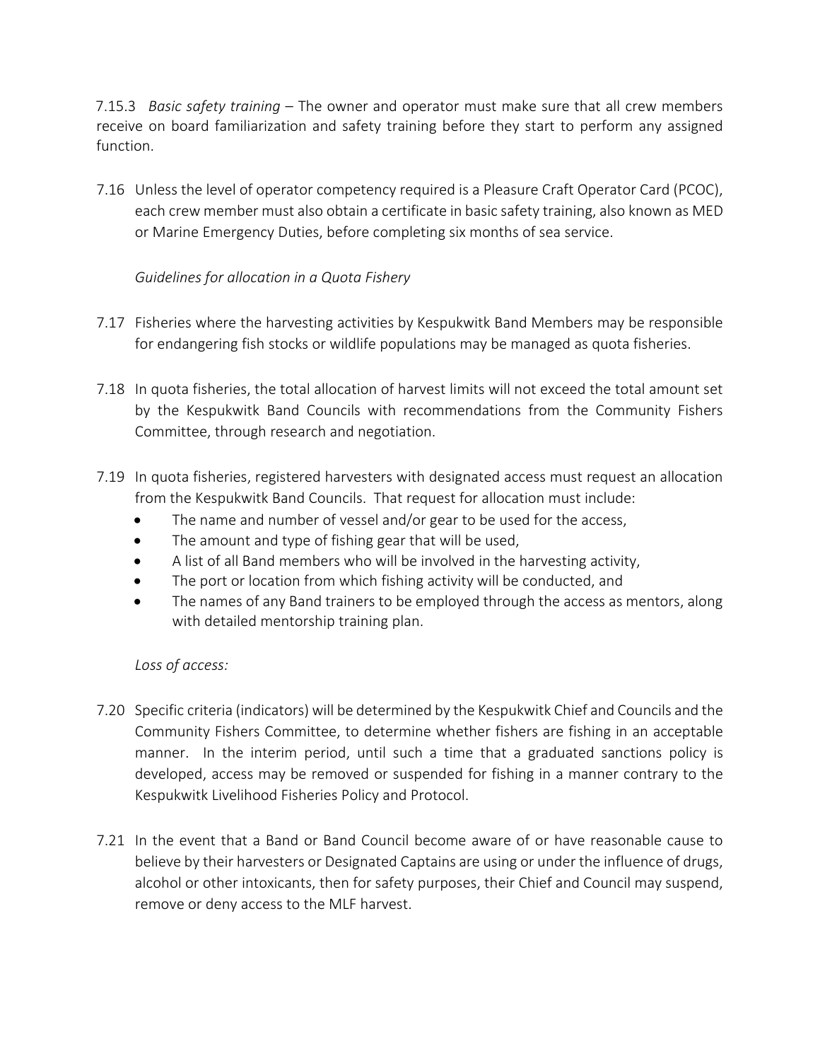7.15.3 *Basic safety training* – The owner and operator must make sure that all crew members receive on board familiarization and safety training before they start to perform any assigned function.

7.16 Unless the level of operator competency required is a Pleasure Craft Operator Card (PCOC), each crew member must also obtain a certificate in basic safety training, also known as MED or Marine Emergency Duties, before completing six months of sea service.

*Guidelines for allocation in a Quota Fishery*

7.17 Fisheries where the harvesting activities by Kespukwitk Band Members may be responsible for endangering fish stocks or wildlife populations may be managed as quota fisheries.

7.18 In quota fisheries, the total allocation of harvest limits will not exceed the total amount set by the Kespukwitk Band Councils with recommendations from the Community Fishers Committee, through research and negotiation.

7.19 In quota fisheries, registered harvesters with designated access must request an allocation from the Kespukwitk Band Councils. That request for allocation must include:

- The name and number of vessel and/or gear to be used for the access,
- The amount and type of fishing gear that will be used,
- A list of all Band members who will be involved in the harvesting activity,
- The port or location from which fishing activity will be conducted, and
- The names of any Band trainers to be employed through the access as mentors, along with detailed mentorship training plan.

*Loss of access:*

7.20 Specific criteria (indicators) will be determined by the Kespukwitk Chief and Councils and the Community Fishers Committee, to determine whether fishers are fishing in an acceptable manner. In the interim period, until such a time that a graduated sanctions policy is developed, access may be removed or suspended for fishing in a manner contrary to the Kespukwitk Livelihood Fisheries Policy and Protocol.

7.21 In the event that a Band or Band Council become aware of or have reasonable cause to believe by their harvesters or Designated Captains are using or under the influence of drugs, alcohol or other intoxicants, then for safety purposes, their Chief and Council may suspend, remove or deny access to the MLF harvest.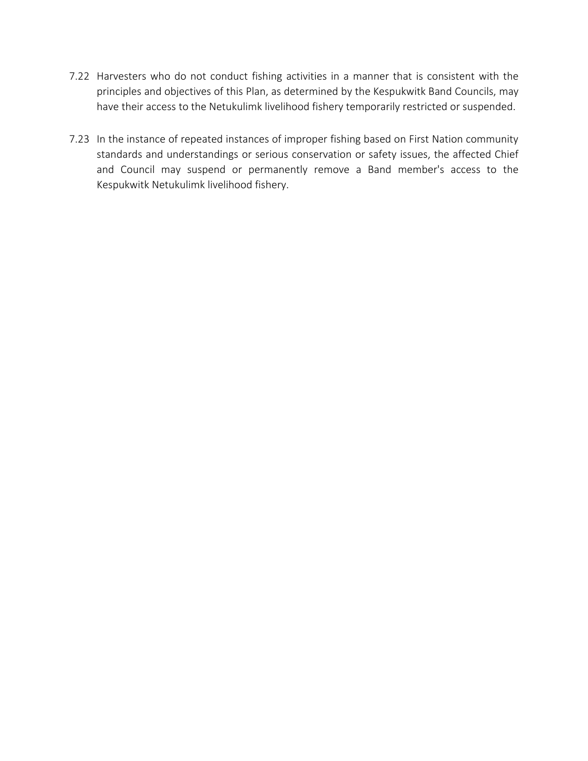7.22 Harvesters who do not conduct fishing activities in a manner that is consistent with the principles and objectives of this Plan, as determined by the Kespukwitk Band Councils, may have their access to the Netukulimk livelihood fishery temporarily restricted or suspended.

7.23 In the instance of repeated instances of improper fishing based on First Nation community standards and understandings or serious conservation or safety issues, the affected Chief and Council may suspend or permanently remove a Band member's access to the Kespukwitk Netukulimk livelihood fishery.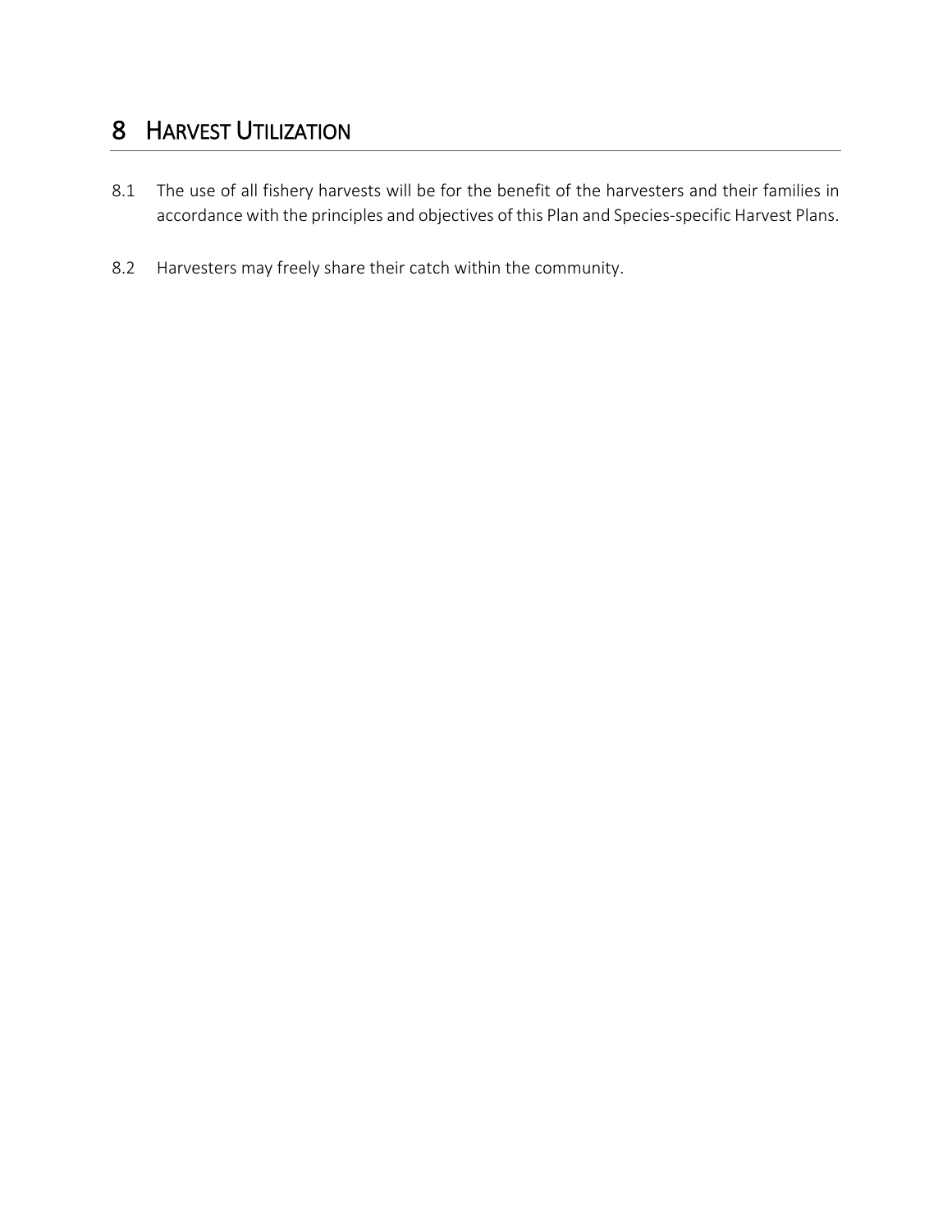# 8 HARVEST UTILIZATION

8.1 The use of all fishery harvests will be for the benefit of the harvesters and their families in accordance with the principles and objectives of this Plan and Species-specific Harvest Plans.

8.2 Harvesters may freely share their catch within the community.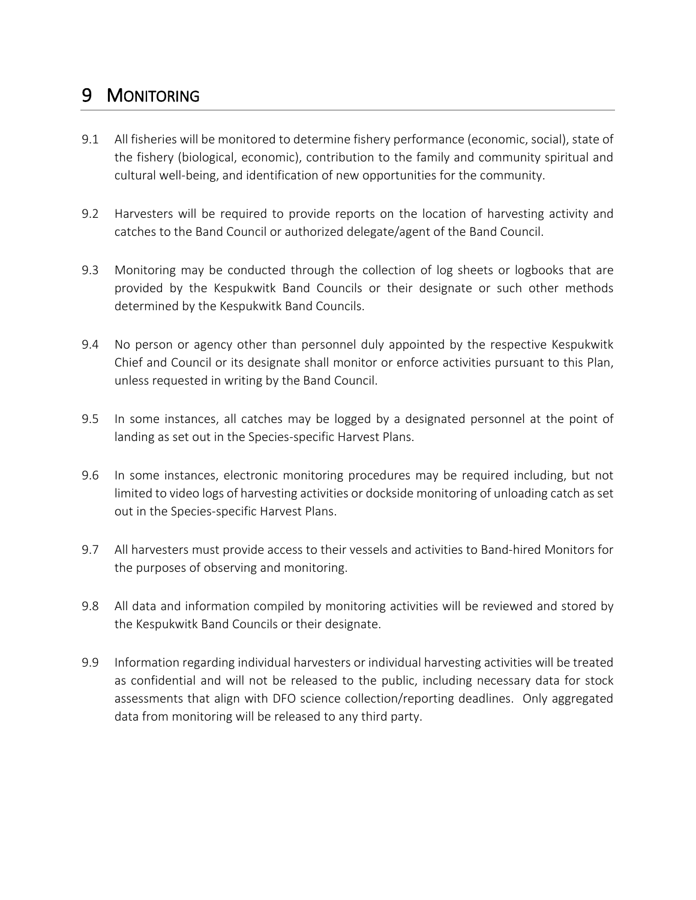# 9 MONITORING

9.1 All fisheries will be monitored to determine fishery performance (economic, social), state of the fishery (biological, economic), contribution to the family and community spiritual and cultural well-being, and identification of new opportunities for the community.

9.2 Harvesters will be required to provide reports on the location of harvesting activity and catches to the Band Council or authorized delegate/agent of the Band Council.

9.3 Monitoring may be conducted through the collection of log sheets or logbooks that are provided by the Kespukwitk Band Councils or their designate or such other methods determined by the Kespukwitk Band Councils.

9.4 No person or agency other than personnel duly appointed by the respective Kespukwitk Chief and Council or its designate shall monitor or enforce activities pursuant to this Plan, unless requested in writing by the Band Council.

9.5 In some instances, all catches may be logged by a designated personnel at the point of landing as set out in the Species-specific Harvest Plans.

9.6 In some instances, electronic monitoring procedures may be required including, but not limited to video logs of harvesting activities or dockside monitoring of unloading catch as set out in the Species-specific Harvest Plans.

9.7 All harvesters must provide access to their vessels and activities to Band-hired Monitors for the purposes of observing and monitoring.

9.8 All data and information compiled by monitoring activities will be reviewed and stored by the Kespukwitk Band Councils or their designate.

9.9 Information regarding individual harvesters or individual harvesting activities will be treated as confidential and will not be released to the public, including necessary data for stock assessments that align with DFO science collection/reporting deadlines. Only aggregated data from monitoring will be released to any third party.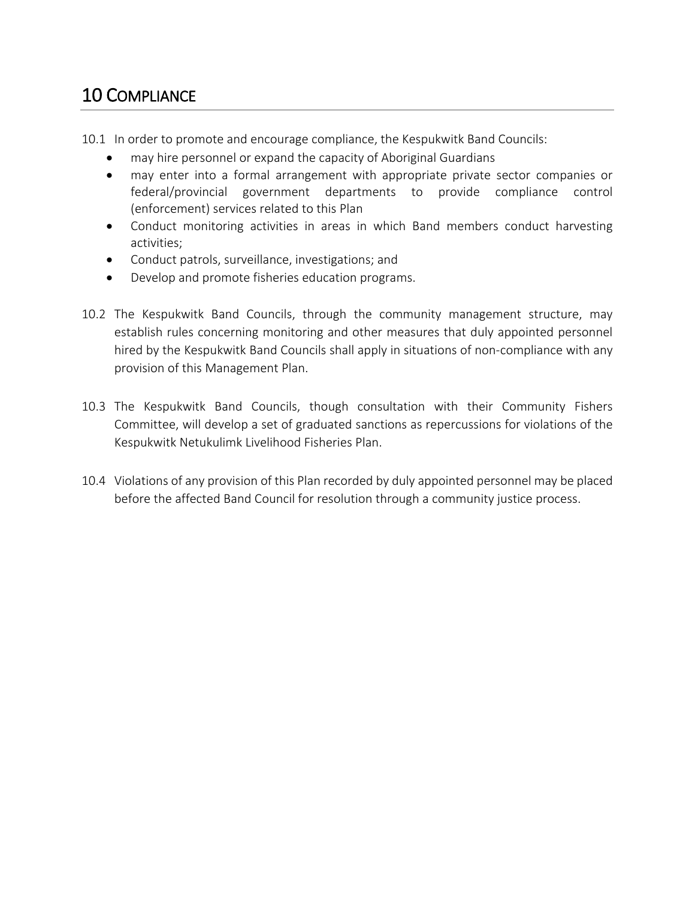# 10 Compliance

10.1 In order to promote and encourage compliance, the Kespukwitk Band Councils:

- may hire personnel or expand the capacity of Aboriginal Guardians
- may enter into a formal arrangement with appropriate private sector companies or federal/provincial government departments to provide compliance control (enforcement) services related to this Plan
- Conduct monitoring activities in areas in which Band members conduct harvesting activities;
- Conduct patrols, surveillance, investigations; and
- Develop and promote fisheries education programs.

10.2 The Kespukwitk Band Councils, through the community management structure, may establish rules concerning monitoring and other measures that duly appointed personnel hired by the Kespukwitk Band Councils shall apply in situations of non-compliance with any provision of this Management Plan.

10.3 The Kespukwitk Band Councils, though consultation with their Community Fishers Committee, will develop a set of graduated sanctions as repercussions for violations of the Kespukwitk Netukulimk Livelihood Fisheries Plan.

10.4 Violations of any provision of this Plan recorded by duly appointed personnel may be placed before the affected Band Council for resolution through a community justice process.